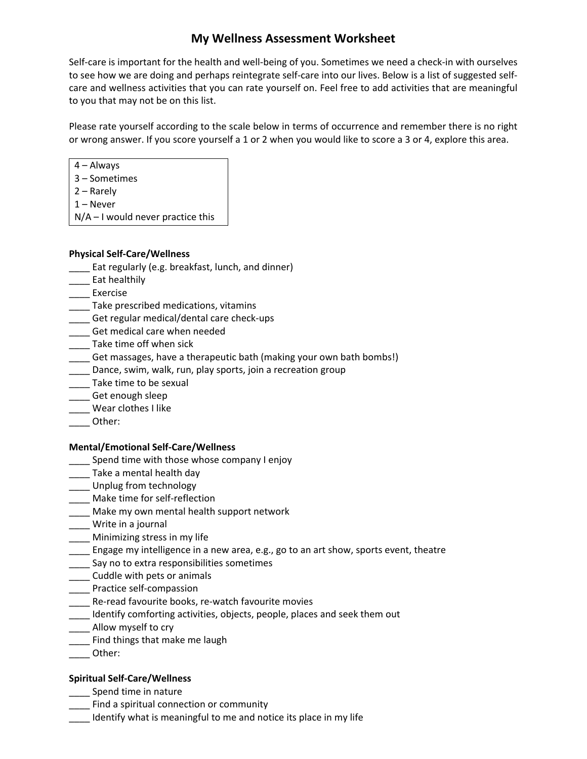# My Wellness Assessment Worksheet

Self-care is important for the health and well-being of you. Sometimes we need a check-in with ourselves to see how we are doing and perhaps reintegrate self-care into our lives. Below is a list of suggested self-care and wellness activities that you can rate yourself on. Feel free to add activities that are meaningful to you that may not be on this list.

Please rate yourself according to the scale below in terms of occurrence and remember there is no right or wrong answer. If you score yourself a 1 or 2 when you would like to score a 3 or 4, explore this area.

| |
|---|
| 4 – Always |
| 3 – Sometimes |
| 2 – Rarely |
| 1 – Never |
| N/A – I would never practice this |

**Physical Self-Care/Wellness**

____ Eat regularly (e.g. breakfast, lunch, and dinner)
____ Eat healthily
____ Exercise
____ Take prescribed medications, vitamins
____ Get regular medical/dental care check-ups
____ Get medical care when needed
____ Take time off when sick
____ Get massages, have a therapeutic bath (making your own bath bombs!)
____ Dance, swim, walk, run, play sports, join a recreation group
____ Take time to be sexual
____ Get enough sleep
____ Wear clothes I like
____ Other:

**Mental/Emotional Self-Care/Wellness**

____ Spend time with those whose company I enjoy
____ Take a mental health day
____ Unplug from technology
____ Make time for self-reflection
____ Make my own mental health support network
____ Write in a journal
____ Minimizing stress in my life
____ Engage my intelligence in a new area, e.g., go to an art show, sports event, theatre
____ Say no to extra responsibilities sometimes
____ Cuddle with pets or animals
____ Practice self-compassion
____ Re-read favourite books, re-watch favourite movies
____ Identify comforting activities, objects, people, places and seek them out
____ Allow myself to cry
____ Find things that make me laugh
____ Other:

**Spiritual Self-Care/Wellness**

____ Spend time in nature
____ Find a spiritual connection or community
____ Identify what is meaningful to me and notice its place in my life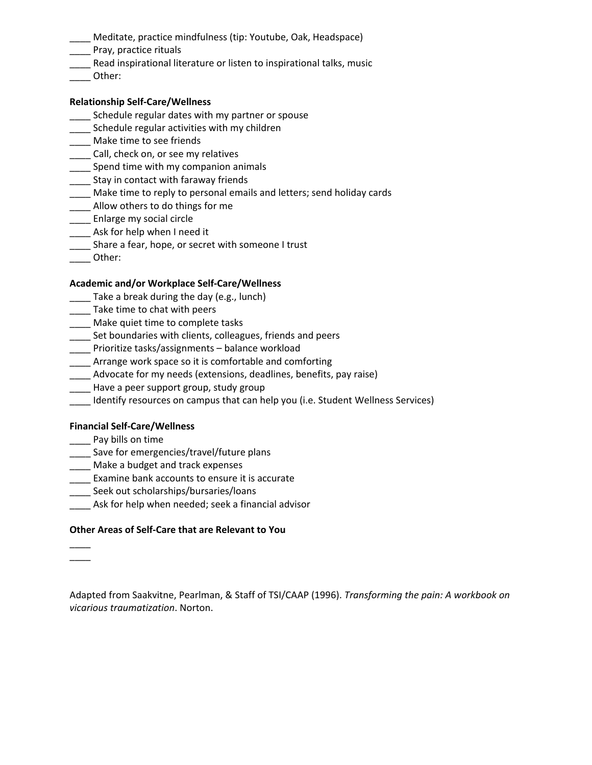____ Meditate, practice mindfulness (tip: Youtube, Oak, Headspace)
____ Pray, practice rituals
____ Read inspirational literature or listen to inspirational talks, music
____ Other:

**Relationship Self-Care/Wellness**

____ Schedule regular dates with my partner or spouse
____ Schedule regular activities with my children
____ Make time to see friends
____ Call, check on, or see my relatives
____ Spend time with my companion animals
____ Stay in contact with faraway friends
____ Make time to reply to personal emails and letters; send holiday cards
____ Allow others to do things for me
____ Enlarge my social circle
____ Ask for help when I need it
____ Share a fear, hope, or secret with someone I trust
____ Other:

**Academic and/or Workplace Self-Care/Wellness**

____ Take a break during the day (e.g., lunch)
____ Take time to chat with peers
____ Make quiet time to complete tasks
____ Set boundaries with clients, colleagues, friends and peers
____ Prioritize tasks/assignments – balance workload
____ Arrange work space so it is comfortable and comforting
____ Advocate for my needs (extensions, deadlines, benefits, pay raise)
____ Have a peer support group, study group
____ Identify resources on campus that can help you (i.e. Student Wellness Services)

**Financial Self-Care/Wellness**

____ Pay bills on time
____ Save for emergencies/travel/future plans
____ Make a budget and track expenses
____ Examine bank accounts to ensure it is accurate
____ Seek out scholarships/bursaries/loans
____ Ask for help when needed; seek a financial advisor

**Other Areas of Self-Care that are Relevant to You**

____
____

Adapted from Saakvitne, Pearlman, & Staff of TSI/CAAP (1996). *Transforming the pain: A workbook on vicarious traumatization*. Norton.